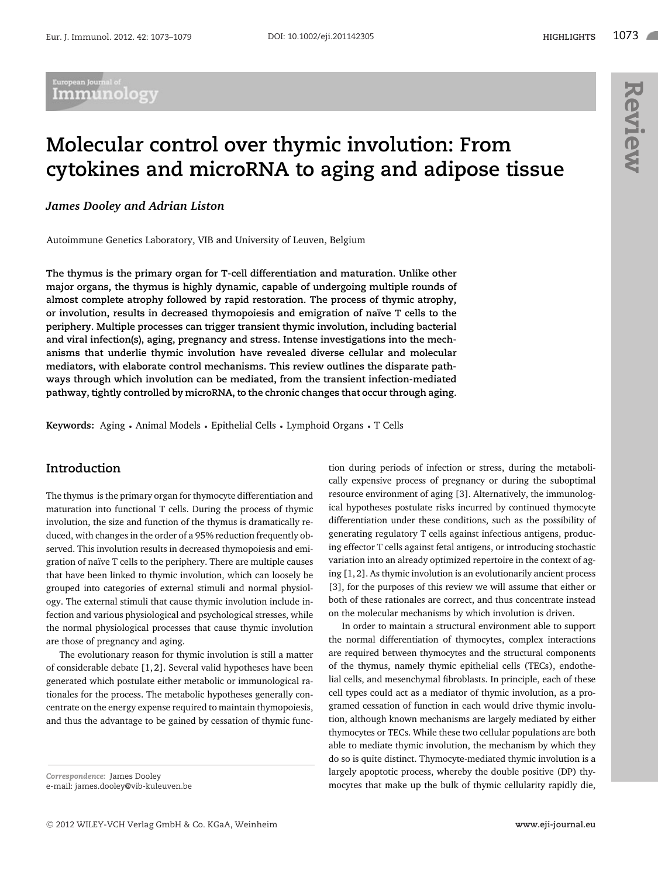# Molecular control over thymic involution: From cytokines and microRNA to aging and adipose tissue

***James Dooley and Adrian Liston***

Autoimmune Genetics Laboratory, VIB and University of Leuven, Belgium

**The thymus is the primary organ for T-cell differentiation and maturation. Unlike other major organs, the thymus is highly dynamic, capable of undergoing multiple rounds of almost complete atrophy followed by rapid restoration. The process of thymic atrophy, or involution, results in decreased thymopoiesis and emigration of naïve T cells to the periphery. Multiple processes can trigger transient thymic involution, including bacterial and viral infection(s), aging, pregnancy and stress. Intense investigations into the mechanisms that underlie thymic involution have revealed diverse cellular and molecular mediators, with elaborate control mechanisms. This review outlines the disparate pathways through which involution can be mediated, from the transient infection-mediated pathway, tightly controlled by microRNA, to the chronic changes that occur through aging.**

**Keywords:** Aging • Animal Models • Epithelial Cells • Lymphoid Organs • T Cells

## Introduction

The thymus is the primary organ for thymocyte differentiation and maturation into functional T cells. During the process of thymic involution, the size and function of the thymus is dramatically reduced, with changes in the order of a 95% reduction frequently observed. This involution results in decreased thymopoiesis and emigration of naïve T cells to the periphery. There are multiple causes that have been linked to thymic involution, which can loosely be grouped into categories of external stimuli and normal physiology. The external stimuli that cause thymic involution include infection and various physiological and psychological stresses, while the normal physiological processes that cause thymic involution are those of pregnancy and aging.

The evolutionary reason for thymic involution is still a matter of considerable debate [1,2]. Several valid hypotheses have been generated which postulate either metabolic or immunological rationales for the process. The metabolic hypotheses generally concentrate on the energy expense required to maintain thymopoiesis, and thus the advantage to be gained by cessation of thymic function during periods of infection or stress, during the metabolically expensive process of pregnancy or during the suboptimal resource environment of aging [3]. Alternatively, the immunological hypotheses postulate risks incurred by continued thymocyte differentiation under these conditions, such as the possibility of generating regulatory T cells against infectious antigens, producing effector T cells against fetal antigens, or introducing stochastic variation into an already optimized repertoire in the context of aging [1,2]. As thymic involution is an evolutionarily ancient process [3], for the purposes of this review we will assume that either or both of these rationales are correct, and thus concentrate instead on the molecular mechanisms by which involution is driven.

In order to maintain a structural environment able to support the normal differentiation of thymocytes, complex interactions are required between thymocytes and the structural components of the thymus, namely thymic epithelial cells (TECs), endothelial cells, and mesenchymal fibroblasts. In principle, each of these cell types could act as a mediator of thymic involution, as a programed cessation of function in each would drive thymic involution, although known mechanisms are largely mediated by either thymocytes or TECs. While these two cellular populations are both able to mediate thymic involution, the mechanism by which they do so is quite distinct. Thymocyte-mediated thymic involution is a largely apoptotic process, whereby the double positive (DP) thymocytes that make up the bulk of thymic cellularity rapidly die,

*Correspondence:* James Dooley
e-mail: james.dooley@vib-kuleuven.be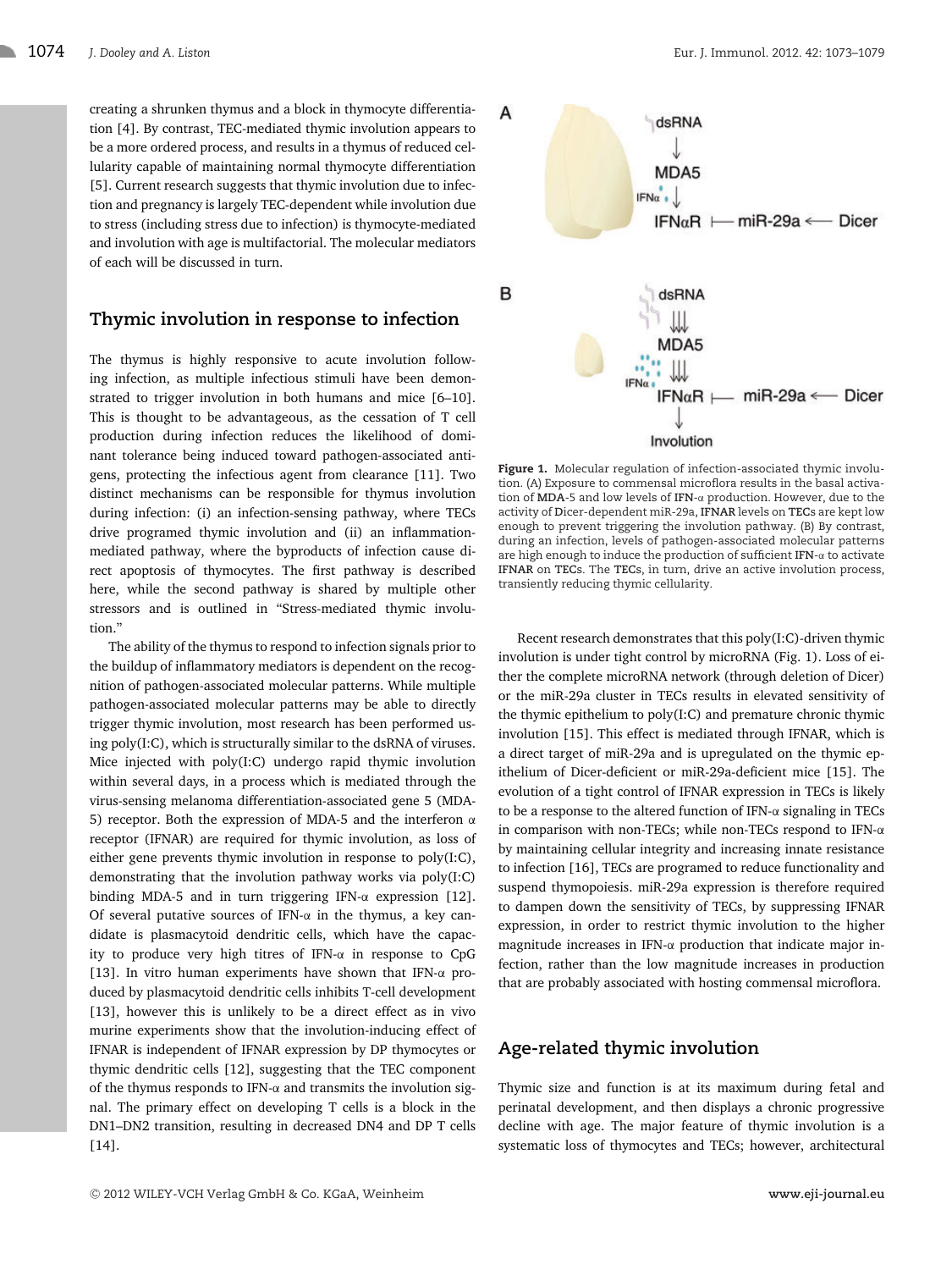creating a shrunken thymus and a block in thymocyte differentiation [4]. By contrast, TEC-mediated thymic involution appears to be a more ordered process, and results in a thymus of reduced cellularity capable of maintaining normal thymocyte differentiation [5]. Current research suggests that thymic involution due to infection and pregnancy is largely TEC-dependent while involution due to stress (including stress due to infection) is thymocyte-mediated and involution with age is multifactorial. The molecular mediators of each will be discussed in turn.

## Thymic involution in response to infection

The thymus is highly responsive to acute involution following infection, as multiple infectious stimuli have been demonstrated to trigger involution in both humans and mice [6–10]. This is thought to be advantageous, as the cessation of T cell production during infection reduces the likelihood of dominant tolerance being induced toward pathogen-associated antigens, protecting the infectious agent from clearance [11]. Two distinct mechanisms can be responsible for thymus involution during infection: (i) an infection-sensing pathway, where TECs drive programed thymic involution and (ii) an inflammation-mediated pathway, where the byproducts of infection cause direct apoptosis of thymocytes. The first pathway is described here, while the second pathway is shared by multiple other stressors and is outlined in "Stress-mediated thymic involution."

The ability of the thymus to respond to infection signals prior to the buildup of inflammatory mediators is dependent on the recognition of pathogen-associated molecular patterns. While multiple pathogen-associated molecular patterns may be able to directly trigger thymic involution, most research has been performed using poly(I:C), which is structurally similar to the dsRNA of viruses. Mice injected with poly(I:C) undergo rapid thymic involution within several days, in a process which is mediated through the virus-sensing melanoma differentiation-associated gene 5 (MDA-5) receptor. Both the expression of MDA-5 and the interferon α receptor (IFNAR) are required for thymic involution, as loss of either gene prevents thymic involution in response to poly(I:C), demonstrating that the involution pathway works via poly(I:C) binding MDA-5 and in turn triggering IFN-α expression [12]. Of several putative sources of IFN-α in the thymus, a key candidate is plasmacytoid dendritic cells, which have the capacity to produce very high titres of IFN-α in response to CpG [13]. In vitro human experiments have shown that IFN-α produced by plasmacytoid dendritic cells inhibits T-cell development [13], however this is unlikely to be a direct effect as in vivo murine experiments show that the involution-inducing effect of IFNAR is independent of IFNAR expression by DP thymocytes or thymic dendritic cells [12], suggesting that the TEC component of the thymus responds to IFN-α and transmits the involution signal. The primary effect on developing T cells is a block in the DN1–DN2 transition, resulting in decreased DN4 and DP T cells [14].

**Figure 1.** Molecular regulation of infection-associated thymic involution. (A) Exposure to commensal microflora results in the basal activation of MDA-5 and low levels of IFN-α production. However, due to the activity of Dicer-dependent miR-29a, IFNAR levels on TECs are kept low enough to prevent triggering the involution pathway. (B) By contrast, during an infection, levels of pathogen-associated molecular patterns are high enough to induce the production of sufficient IFN-α to activate IFNAR on TECs. The TECs, in turn, drive an active involution process, transiently reducing thymic cellularity.

Recent research demonstrates that this poly(I:C)-driven thymic involution is under tight control by microRNA (Fig. 1). Loss of either the complete microRNA network (through deletion of Dicer) or the miR-29a cluster in TECs results in elevated sensitivity of the thymic epithelium to poly(I:C) and premature chronic thymic involution [15]. This effect is mediated through IFNAR, which is a direct target of miR-29a and is upregulated on the thymic epithelium of Dicer-deficient or miR-29a-deficient mice [15]. The evolution of a tight control of IFNAR expression in TECs is likely to be a response to the altered function of IFN-α signaling in TECs in comparison with non-TECs; while non-TECs respond to IFN-α by maintaining cellular integrity and increasing innate resistance to infection [16], TECs are programed to reduce functionality and suspend thymopoiesis. miR-29a expression is therefore required to dampen down the sensitivity of TECs, by suppressing IFNAR expression, in order to restrict thymic involution to the higher magnitude increases in IFN-α production that indicate major infection, rather than the low magnitude increases in production that are probably associated with hosting commensal microflora.

## Age-related thymic involution

Thymic size and function is at its maximum during fetal and perinatal development, and then displays a chronic progressive decline with age. The major feature of thymic involution is a systematic loss of thymocytes and TECs; however, architectural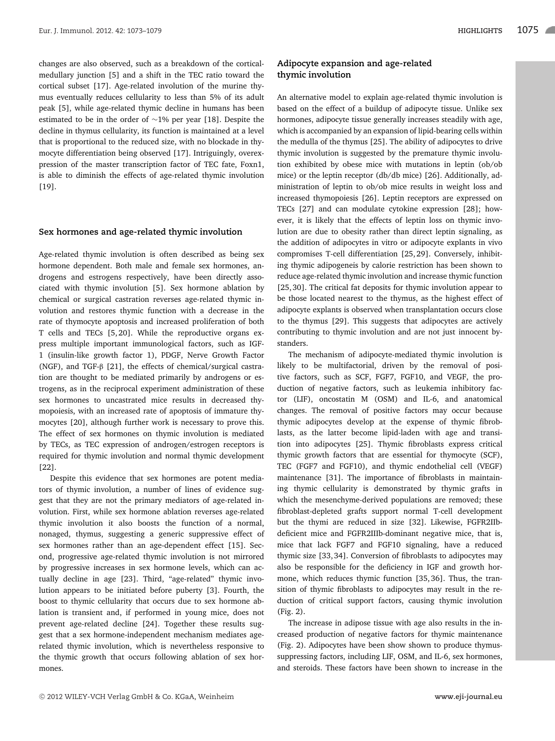changes are also observed, such as a breakdown of the cortical-medullary junction [5] and a shift in the TEC ratio toward the cortical subset [17]. Age-related involution of the murine thymus eventually reduces cellularity to less than 5% of its adult peak [5], while age-related thymic decline in humans has been estimated to be in the order of ~1% per year [18]. Despite the decline in thymus cellularity, its function is maintained at a level that is proportional to the reduced size, with no blockade in thymocyte differentiation being observed [17]. Intriguingly, overexpression of the master transcription factor of TEC fate, Foxn1, is able to diminish the effects of age-related thymic involution [19].

### Sex hormones and age-related thymic involution

Age-related thymic involution is often described as being sex hormone dependent. Both male and female sex hormones, androgens and estrogens respectively, have been directly associated with thymic involution [5]. Sex hormone ablation by chemical or surgical castration reverses age-related thymic involution and restores thymic function with a decrease in the rate of thymocyte apoptosis and increased proliferation of both T cells and TECs [5,20]. While the reproductive organs express multiple important immunological factors, such as IGF-1 (insulin-like growth factor 1), PDGF, Nerve Growth Factor (NGF), and TGF-β [21], the effects of chemical/surgical castration are thought to be mediated primarily by androgens or estrogens, as in the reciprocal experiment administration of these sex hormones to uncastrated mice results in decreased thymopoiesis, with an increased rate of apoptosis of immature thymocytes [20], although further work is necessary to prove this. The effect of sex hormones on thymic involution is mediated by TECs, as TEC expression of androgen/estrogen receptors is required for thymic involution and normal thymic development [22].

Despite this evidence that sex hormones are potent mediators of thymic involution, a number of lines of evidence suggest that they are not the primary mediators of age-related involution. First, while sex hormone ablation reverses age-related thymic involution it also boosts the function of a normal, nonaged, thymus, suggesting a generic suppressive effect of sex hormones rather than an age-dependent effect [15]. Second, progressive age-related thymic involution is not mirrored by progressive increases in sex hormone levels, which can actually decline in age [23]. Third, "age-related" thymic involution appears to be initiated before puberty [3]. Fourth, the boost to thymic cellularity that occurs due to sex hormone ablation is transient and, if performed in young mice, does not prevent age-related decline [24]. Together these results suggest that a sex hormone-independent mechanism mediates age-related thymic involution, which is nevertheless responsive to the thymic growth that occurs following ablation of sex hormones.

### Adipocyte expansion and age-related thymic involution

An alternative model to explain age-related thymic involution is based on the effect of a buildup of adipocyte tissue. Unlike sex hormones, adipocyte tissue generally increases steadily with age, which is accompanied by an expansion of lipid-bearing cells within the medulla of the thymus [25]. The ability of adipocytes to drive thymic involution is suggested by the premature thymic involution exhibited by obese mice with mutations in leptin (ob/ob mice) or the leptin receptor (db/db mice) [26]. Additionally, administration of leptin to ob/ob mice results in weight loss and increased thymopoiesis [26]. Leptin receptors are expressed on TECs [27] and can modulate cytokine expression [28]; however, it is likely that the effects of leptin loss on thymic involution are due to obesity rather than direct leptin signaling, as the addition of adipocytes in vitro or adipocyte explants in vivo compromises T-cell differentiation [25,29]. Conversely, inhibiting thymic adipogeneis by calorie restriction has been shown to reduce age-related thymic involution and increase thymic function [25,30]. The critical fat deposits for thymic involution appear to be those located nearest to the thymus, as the highest effect of adipocyte explants is observed when transplantation occurs close to the thymus [29]. This suggests that adipocytes are actively contributing to thymic involution and are not just innocent bystanders.

The mechanism of adipocyte-mediated thymic involution is likely to be multifactorial, driven by the removal of positive factors, such as SCF, FGF7, FGF10, and VEGF, the production of negative factors, such as leukemia inhibitory factor (LIF), oncostatin M (OSM) and IL-6, and anatomical changes. The removal of positive factors may occur because thymic adipocytes develop at the expense of thymic fibroblasts, as the latter become lipid-laden with age and transition into adipocytes [25]. Thymic fibroblasts express critical thymic growth factors that are essential for thymocyte (SCF), TEC (FGF7 and FGF10), and thymic endothelial cell (VEGF) maintenance [31]. The importance of fibroblasts in maintaining thymic cellularity is demonstrated by thymic grafts in which the mesenchyme-derived populations are removed; these fibroblast-depleted grafts support normal T-cell development but the thymi are reduced in size [32]. Likewise, FGFR2IIb-deficient mice and FGFR2IIIb-dominant negative mice, that is, mice that lack FGF7 and FGF10 signaling, have a reduced thymic size [33,34]. Conversion of fibroblasts to adipocytes may also be responsible for the deficiency in IGF and growth hormone, which reduces thymic function [35,36]. Thus, the transition of thymic fibroblasts to adipocytes may result in the reduction of critical support factors, causing thymic involution (Fig. 2).

The increase in adipose tissue with age also results in the increased production of negative factors for thymic maintenance (Fig. 2). Adipocytes have been show shown to produce thymus-suppressing factors, including LIF, OSM, and IL-6, sex hormones, and steroids. These factors have been shown to increase in the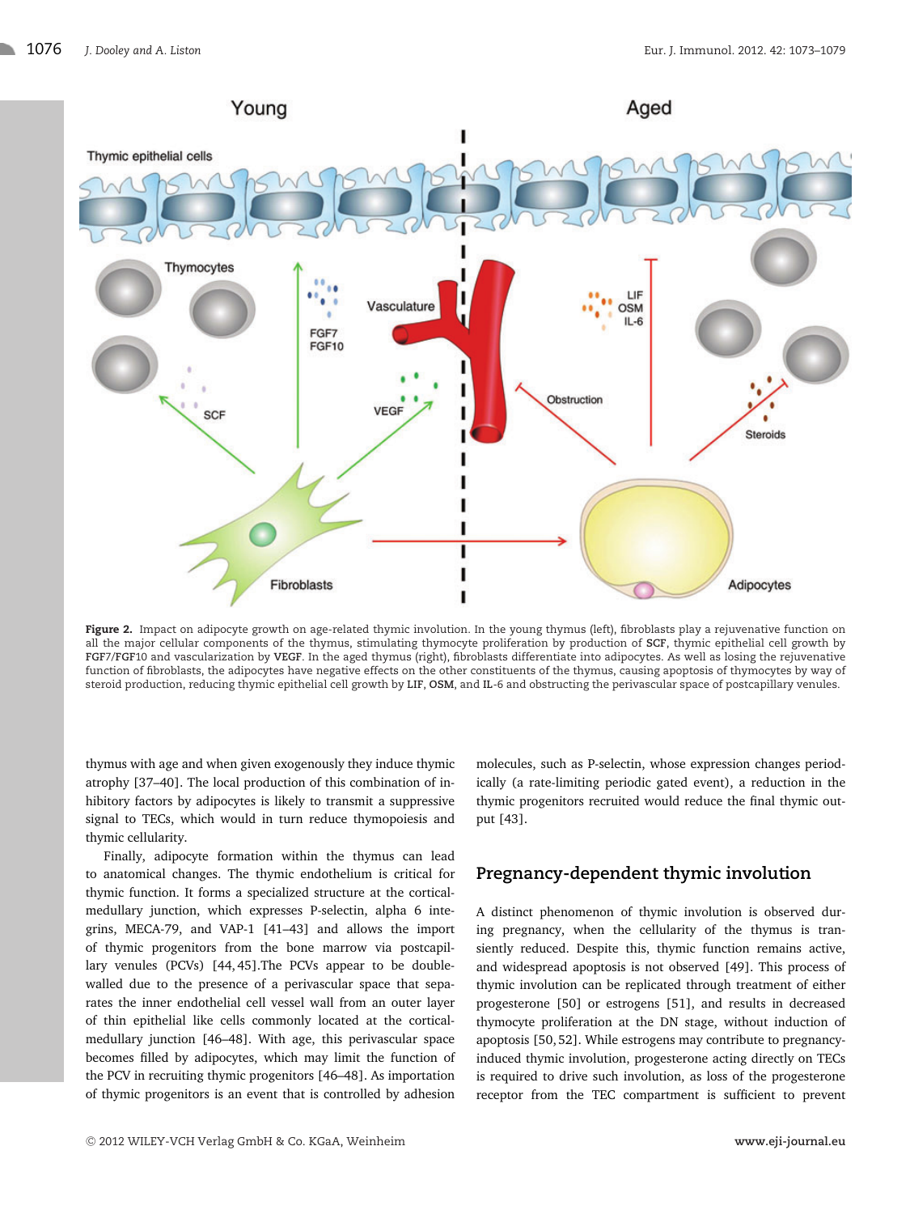**Figure 2.** Impact on adipocyte growth on age-related thymic involution. In the young thymus (left), fibroblasts play a rejuvenative function on all the major cellular components of the thymus, stimulating thymocyte proliferation by production of **SCF**, thymic epithelial cell growth by **FGF7**/**FGF10** and vascularization by **VEGF**. In the aged thymus (right), fibroblasts differentiate into adipocytes. As well as losing the rejuvenative function of fibroblasts, the adipocytes have negative effects on the other constituents of the thymus, causing apoptosis of thymocytes by way of steroid production, reducing thymic epithelial cell growth by **LIF**, **OSM**, and **IL-6** and obstructing the perivascular space of postcapillary venules.

thymus with age and when given exogenously they induce thymic atrophy [37–40]. The local production of this combination of inhibitory factors by adipocytes is likely to transmit a suppressive signal to TECs, which would in turn reduce thymopoiesis and thymic cellularity.

Finally, adipocyte formation within the thymus can lead to anatomical changes. The thymic endothelium is critical for thymic function. It forms a specialized structure at the cortical-medullary junction, which expresses P-selectin, alpha 6 integrins, MECA-79, and VAP-1 [41–43] and allows the import of thymic progenitors from the bone marrow via postcapillary venules (PCVs) [44, 45].The PCVs appear to be double-walled due to the presence of a perivascular space that separates the inner endothelial cell vessel wall from an outer layer of thin epithelial like cells commonly located at the cortical-medullary junction [46–48]. With age, this perivascular space becomes filled by adipocytes, which may limit the function of the PCV in recruiting thymic progenitors [46–48]. As importation of thymic progenitors is an event that is controlled by adhesion molecules, such as P-selectin, whose expression changes periodically (a rate-limiting periodic gated event), a reduction in the thymic progenitors recruited would reduce the final thymic output [43].

## Pregnancy-dependent thymic involution

A distinct phenomenon of thymic involution is observed during pregnancy, when the cellularity of the thymus is transiently reduced. Despite this, thymic function remains active, and widespread apoptosis is not observed [49]. This process of thymic involution can be replicated through treatment of either progesterone [50] or estrogens [51], and results in decreased thymocyte proliferation at the DN stage, without induction of apoptosis [50, 52]. While estrogens may contribute to pregnancy-induced thymic involution, progesterone acting directly on TECs is required to drive such involution, as loss of the progesterone receptor from the TEC compartment is sufficient to prevent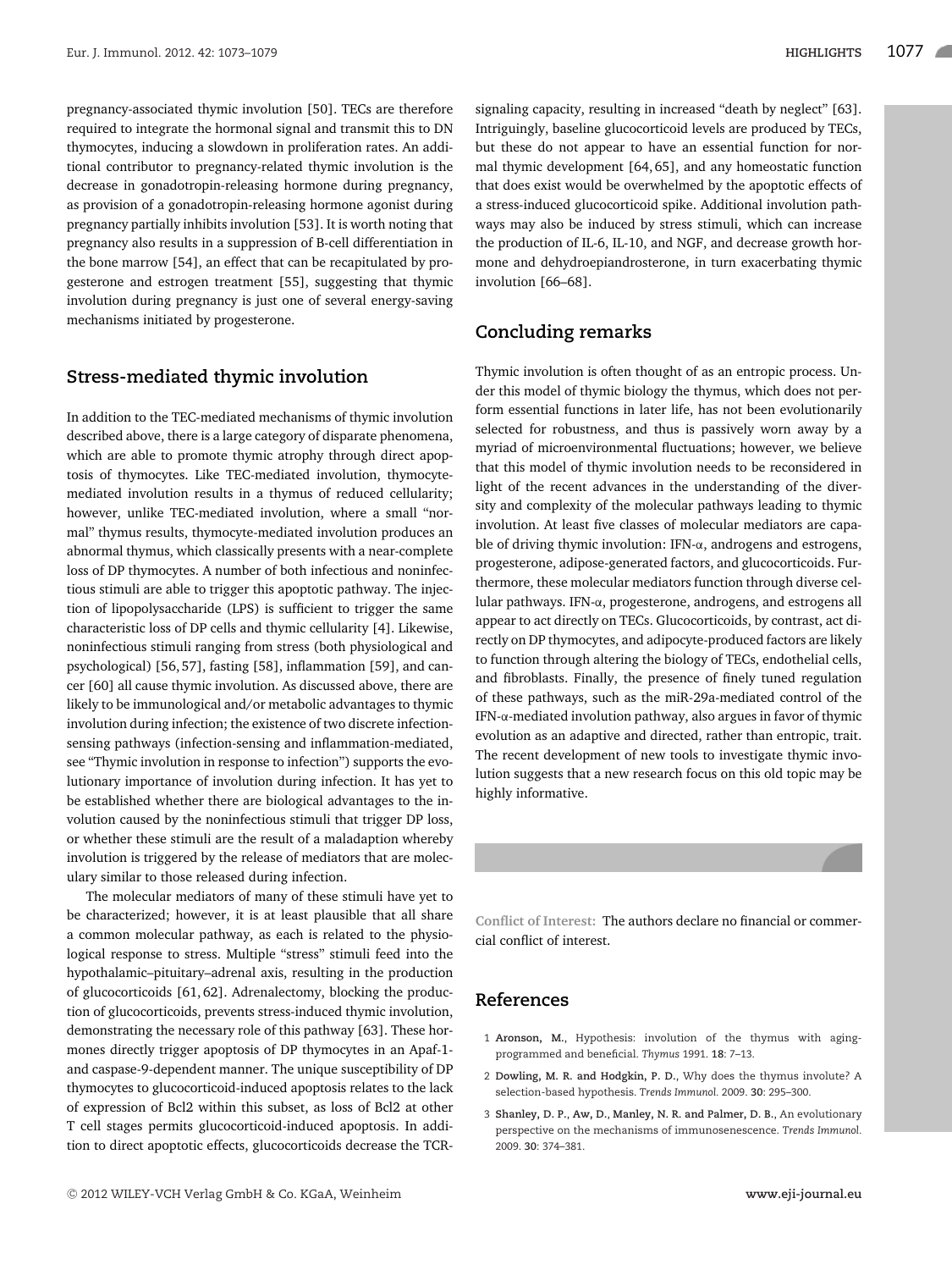pregnancy-associated thymic involution [50]. TECs are therefore required to integrate the hormonal signal and transmit this to DN thymocytes, inducing a slowdown in proliferation rates. An additional contributor to pregnancy-related thymic involution is the decrease in gonadotropin-releasing hormone during pregnancy, as provision of a gonadotropin-releasing hormone agonist during pregnancy partially inhibits involution [53]. It is worth noting that pregnancy also results in a suppression of B-cell differentiation in the bone marrow [54], an effect that can be recapitulated by progesterone and estrogen treatment [55], suggesting that thymic involution during pregnancy is just one of several energy-saving mechanisms initiated by progesterone.

## Stress-mediated thymic involution

In addition to the TEC-mediated mechanisms of thymic involution described above, there is a large category of disparate phenomena, which are able to promote thymic atrophy through direct apoptosis of thymocytes. Like TEC-mediated involution, thymocyte-mediated involution results in a thymus of reduced cellularity; however, unlike TEC-mediated involution, where a small "normal" thymus results, thymocyte-mediated involution produces an abnormal thymus, which classically presents with a near-complete loss of DP thymocytes. A number of both infectious and noninfectious stimuli are able to trigger this apoptotic pathway. The injection of lipopolysaccharide (LPS) is sufficient to trigger the same characteristic loss of DP cells and thymic cellularity [4]. Likewise, noninfectious stimuli ranging from stress (both physiological and psychological) [56, 57], fasting [58], inflammation [59], and cancer [60] all cause thymic involution. As discussed above, there are likely to be immunological and/or metabolic advantages to thymic involution during infection; the existence of two discrete infection-sensing pathways (infection-sensing and inflammation-mediated, see "Thymic involution in response to infection") supports the evolutionary importance of involution during infection. It has yet to be established whether there are biological advantages to the involution caused by the noninfectious stimuli that trigger DP loss, or whether these stimuli are the result of a maladaption whereby involution is triggered by the release of mediators that are molecularly similar to those released during infection.

The molecular mediators of many of these stimuli have yet to be characterized; however, it is at least plausible that all share a common molecular pathway, as each is related to the physiological response to stress. Multiple "stress" stimuli feed into the hypothalamic–pituitary–adrenal axis, resulting in the production of glucocorticoids [61, 62]. Adrenalectomy, blocking the production of glucocorticoids, prevents stress-induced thymic involution, demonstrating the necessary role of this pathway [63]. These hormones directly trigger apoptosis of DP thymocytes in an Apaf-1- and caspase-9-dependent manner. The unique susceptibility of DP thymocytes to glucocorticoid-induced apoptosis relates to the lack of expression of Bcl2 within this subset, as loss of Bcl2 at other T cell stages permits glucocorticoid-induced apoptosis. In addition to direct apoptotic effects, glucocorticoids decrease the TCR-signaling capacity, resulting in increased "death by neglect" [63]. Intriguingly, baseline glucocorticoid levels are produced by TECs, but these do not appear to have an essential function for normal thymic development [64, 65], and any homeostatic function that does exist would be overwhelmed by the apoptotic effects of a stress-induced glucocorticoid spike. Additional involution pathways may also be induced by stress stimuli, which can increase the production of IL-6, IL-10, and NGF, and decrease growth hormone and dehydroepiandrosterone, in turn exacerbating thymic involution [66–68].

## Concluding remarks

Thymic involution is often thought of as an entropic process. Under this model of thymic biology the thymus, which does not perform essential functions in later life, has not been evolutionarily selected for robustness, and thus is passively worn away by a myriad of microenvironmental fluctuations; however, we believe that this model of thymic involution needs to be reconsidered in light of the recent advances in the understanding of the diversity and complexity of the molecular pathways leading to thymic involution. At least five classes of molecular mediators are capable of driving thymic involution: IFN-α, androgens and estrogens, progesterone, adipose-generated factors, and glucocorticoids. Furthermore, these molecular mediators function through diverse cellular pathways. IFN-α, progesterone, androgens, and estrogens all appear to act directly on TECs. Glucocorticoids, by contrast, act directly on DP thymocytes, and adipocyte-produced factors are likely to function through altering the biology of TECs, endothelial cells, and fibroblasts. Finally, the presence of finely tuned regulation of these pathways, such as the miR-29a-mediated control of the IFN-α-mediated involution pathway, also argues in favor of thymic evolution as an adaptive and directed, rather than entropic, trait. The recent development of new tools to investigate thymic involution suggests that a new research focus on this old topic may be highly informative.

**Conflict of Interest:** The authors declare no financial or commercial conflict of interest.

## References

1 **Aronson, M.**, Hypothesis: involution of the thymus with aging-programmed and beneficial. *Thymus* 1991. **18**: 7–13.

2 **Dowling, M. R. and Hodgkin, P. D.**, Why does the thymus involute? A selection-based hypothesis. *Trends Immunol.* 2009. **30**: 295–300.

3 **Shanley, D. P., Aw, D., Manley, N. R. and Palmer, D. B.**, An evolutionary perspective on the mechanisms of immunosenescence. *Trends Immunol.* 2009. **30**: 374–381.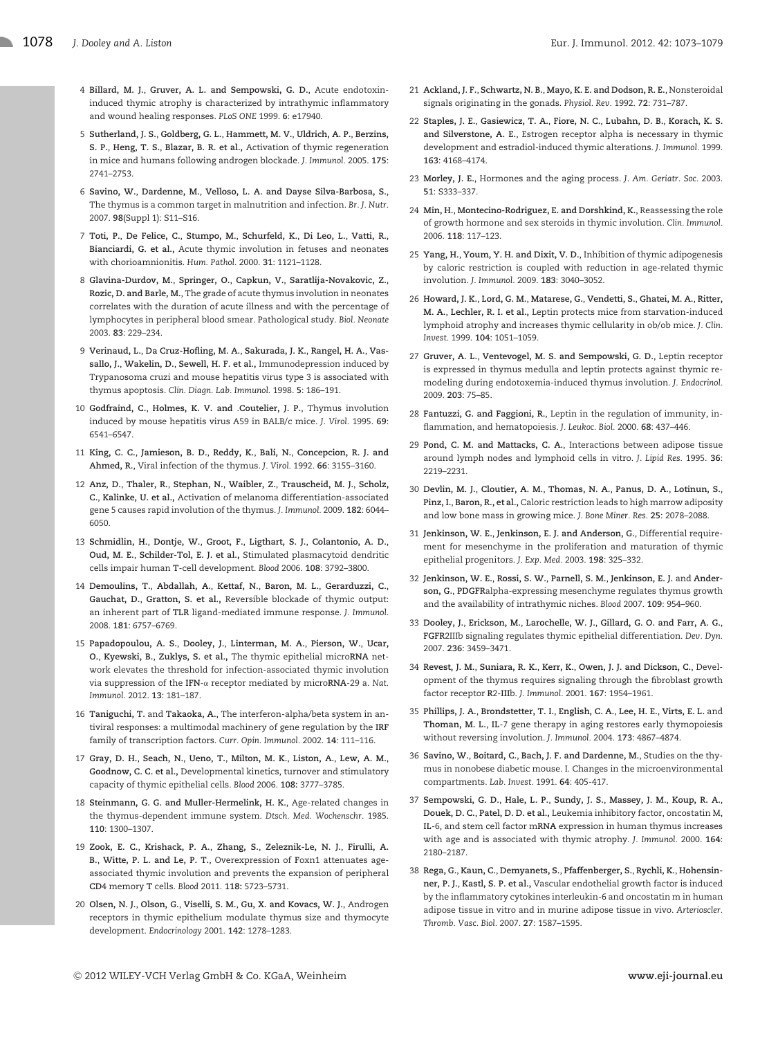4 **Billard, M. J., Gruver, A. L. and Sempowski, G. D.,** Acute endotoxin-induced thymic atrophy is characterized by intrathymic inflammatory and wound healing responses. *PLoS ONE* 1999. **6**: e17940.

5 **Sutherland, J. S., Goldberg, G. L., Hammett, M. V., Uldrich, A. P., Berzins, S. P., Heng, T. S., Blazar, B. R. et al.,** Activation of thymic regeneration in mice and humans following androgen blockade. *J. Immunol.* 2005. **175**: 2741–2753.

6 **Savino, W., Dardenne, M., Velloso, L. A. and Dayse Silva-Barbosa, S.,** The thymus is a common target in malnutrition and infection. *Br. J. Nutr.* 2007. **98**(Suppl 1): S11–S16.

7 **Toti, P., De Felice, C., Stumpo, M., Schurfeld, K., Di Leo, L., Vatti, R., Bianciardi, G. et al.,** Acute thymic involution in fetuses and neonates with chorioamnionitis. *Hum. Pathol.* 2000. **31**: 1121–1128.

8 **Glavina-Durdov, M., Springer, O., Capkun, V., Saratlija-Novakovic, Z., Rozic, D. and Barle, M.,** The grade of acute thymus involution in neonates correlates with the duration of acute illness and with the percentage of lymphocytes in peripheral blood smear. Pathological study. *Biol. Neonate* 2003. **83**: 229–234.

9 **Verinaud, L., Da Cruz-Hofling, M. A., Sakurada, J. K., Rangel, H. A., Vassallo, J., Wakelin, D., Sewell, H. F. et al.,** Immunodepression induced by Trypanosoma cruzi and mouse hepatitis virus type 3 is associated with thymus apoptosis. *Clin. Diagn. Lab. Immunol.* 1998. **5**: 186–191.

10 **Godfraind, C., Holmes, K. V. and .Coutelier, J. P.,** Thymus involution induced by mouse hepatitis virus A59 in BALB/c mice. *J. Virol.* 1995. **69**: 6541–6547.

11 **King, C. C., Jamieson, B. D., Reddy, K., Bali, N., Concepcion, R. J. and Ahmed, R.,** Viral infection of the thymus. *J. Virol.* 1992. **66**: 3155–3160.

12 **Anz, D., Thaler, R., Stephan, N., Waibler, Z., Trauscheid, M. J., Scholz, C., Kalinke, U. et al.,** Activation of melanoma differentiation-associated gene 5 causes rapid involution of the thymus. *J. Immunol.* 2009. **182**: 6044–6050.

13 **Schmidlin, H., Dontje, W., Groot, F., Ligthart, S. J., Colantonio, A. D., Oud, M. E., Schilder-Tol, E. J. et al.,** Stimulated plasmacytoid dendritic cells impair human T-cell development. *Blood* 2006. **108**: 3792–3800.

14 **Demoulins, T., Abdallah, A., Kettaf, N., Baron, M. L., Gerarduzzi, C., Gauchat, D., Gratton, S. et al.,** Reversible blockade of thymic output: an inherent part of TLR ligand-mediated immune response. *J. Immunol.* 2008. **181**: 6757–6769.

15 **Papadopoulou, A. S., Dooley, J., Linterman, M. A., Pierson, W., Ucar, O., Kyewski, B., Zuklys, S. et al.,** The thymic epithelial microRNA network elevates the threshold for infection-associated thymic involution via suppression of the IFN-$\alpha$ receptor mediated by microRNA-29 a. *Nat. Immunol.* 2012. **13**: 181–187.

16 **Taniguchi, T.** and **Takaoka, A.,** The interferon-alpha/beta system in antiviral responses: a multimodal machinery of gene regulation by the IRF family of transcription factors. *Curr. Opin. Immunol.* 2002. **14**: 111–116.

17 **Gray, D. H., Seach, N., Ueno, T., Milton, M. K., Liston, A., Lew, A. M., Goodnow, C. C. et al.,** Developmental kinetics, turnover and stimulatory capacity of thymic epithelial cells. *Blood* 2006. **108:** 3777–3785.

18 **Steinmann, G. G. and Muller-Hermelink, H. K.,** Age-related changes in the thymus-dependent immune system. *Dtsch. Med. Wochenschr.* 1985. **110**: 1300–1307.

19 **Zook, E. C., Krishack, P. A., Zhang, S., Zeleznik-Le, N. J., Firulli, A. B., Witte, P. L. and Le, P. T.,** Overexpression of Foxn1 attenuates age-associated thymic involution and prevents the expansion of peripheral CD4 memory T cells. *Blood* 2011. **118:** 5723–5731.

20 **Olsen, N. J., Olson, G., Viselli, S. M., Gu, X. and Kovacs, W. J.,** Androgen receptors in thymic epithelium modulate thymus size and thymocyte development. *Endocrinology* 2001. **142**: 1278–1283.

21 **Ackland, J. F., Schwartz, N. B., Mayo, K. E. and Dodson, R. E.,** Nonsteroidal signals originating in the gonads. *Physiol. Rev.* 1992. **72**: 731–787.

22 **Staples, J. E., Gasiewicz, T. A., Fiore, N. C., Lubahn, D. B., Korach, K. S. and Silverstone, A. E.,** Estrogen receptor alpha is necessary in thymic development and estradiol-induced thymic alterations. *J. Immunol.* 1999. **163**: 4168–4174.

23 **Morley, J. E.,** Hormones and the aging process. *J. Am. Geriatr. Soc.* 2003. **51**: S333–337.

24 **Min, H., Montecino-Rodriguez, E. and Dorshkind, K.,** Reassessing the role of growth hormone and sex steroids in thymic involution. *Clin. Immunol.* 2006. **118**: 117–123.

25 **Yang, H., Youm, Y. H. and Dixit, V. D.,** Inhibition of thymic adipogenesis by caloric restriction is coupled with reduction in age-related thymic involution. *J. Immunol.* 2009. **183**: 3040–3052.

26 **Howard, J. K., Lord, G. M., Matarese, G., Vendetti, S., Ghatei, M. A., Ritter, M. A., Lechler, R. I. et al.,** Leptin protects mice from starvation-induced lymphoid atrophy and increases thymic cellularity in ob/ob mice. *J. Clin. Invest.* 1999. **104**: 1051–1059.

27 **Gruver, A. L., Ventevogel, M. S. and Sempowski, G. D.,** Leptin receptor is expressed in thymus medulla and leptin protects against thymic remodeling during endotoxemia-induced thymus involution. *J. Endocrinol.* 2009. **203**: 75–85.

28 **Fantuzzi, G. and Faggioni, R.,** Leptin in the regulation of immunity, inflammation, and hematopoiesis. *J. Leukoc. Biol.* 2000. **68**: 437–446.

29 **Pond, C. M. and Mattacks, C. A.,** Interactions between adipose tissue around lymph nodes and lymphoid cells in vitro. *J. Lipid Res.* 1995. **36**: 2219–2231.

30 **Devlin, M. J., Cloutier, A. M., Thomas, N. A., Panus, D. A., Lotinun, S., Pinz, I., Baron, R., et al.,** Caloric restriction leads to high marrow adiposity and low bone mass in growing mice. *J. Bone Miner. Res.* **25**: 2078–2088.

31 **Jenkinson, W. E., Jenkinson, E. J. and Anderson, G.,** Differential requirement for mesenchyme in the proliferation and maturation of thymic epithelial progenitors. *J. Exp. Med.* 2003. **198**: 325–332.

32 **Jenkinson, W. E., Rossi, S. W., Parnell, S. M., Jenkinson, E. J.** and **Anderson, G.,** PDGFRalpha-expressing mesenchyme regulates thymus growth and the availability of intrathymic niches. *Blood* 2007. **109**: 954–960.

33 **Dooley, J., Erickson, M., Larochelle, W. J., Gillard, G. O. and Farr, A. G.,** FGFR2IIIb signaling regulates thymic epithelial differentiation. *Dev. Dyn.* 2007. **236**: 3459–3471.

34 **Revest, J. M., Suniara, R. K., Kerr, K., Owen, J. J. and Dickson, C.,** Development of the thymus requires signaling through the fibroblast growth factor receptor R2-IIIb. *J. Immunol.* 2001. **167**: 1954–1961.

35 **Phillips, J. A., Brondstetter, T. I., English, C. A., Lee, H. E., Virts, E. L.** and **Thoman, M. L.,** IL-7 gene therapy in aging restores early thymopoiesis without reversing involution. *J. Immunol.* 2004. **173**: 4867–4874.

36 **Savino, W., Boitard, C., Bach, J. F. and Dardenne, M.,** Studies on the thymus in nonobese diabetic mouse. I. Changes in the microenvironmental compartments. *Lab. Invest.* 1991. **64**: 405-417.

37 **Sempowski, G. D., Hale, L. P., Sundy, J. S., Massey, J. M., Koup, R. A., Douek, D. C., Patel, D. D. et al.,** Leukemia inhibitory factor, oncostatin M, IL-6, and stem cell factor mRNA expression in human thymus increases with age and is associated with thymic atrophy. *J. Immunol.* 2000. **164**: 2180–2187.

38 **Rega, G., Kaun, C., Demyanets, S., Pfaffenberger, S., Rychli, K., Hohensinner, P. J., Kastl, S. P. et al.,** Vascular endothelial growth factor is induced by the inflammatory cytokines interleukin-6 and oncostatin m in human adipose tissue in vitro and in murine adipose tissue in vivo. *Arterioscler. Thromb. Vasc. Biol.* 2007. **27**: 1587–1595.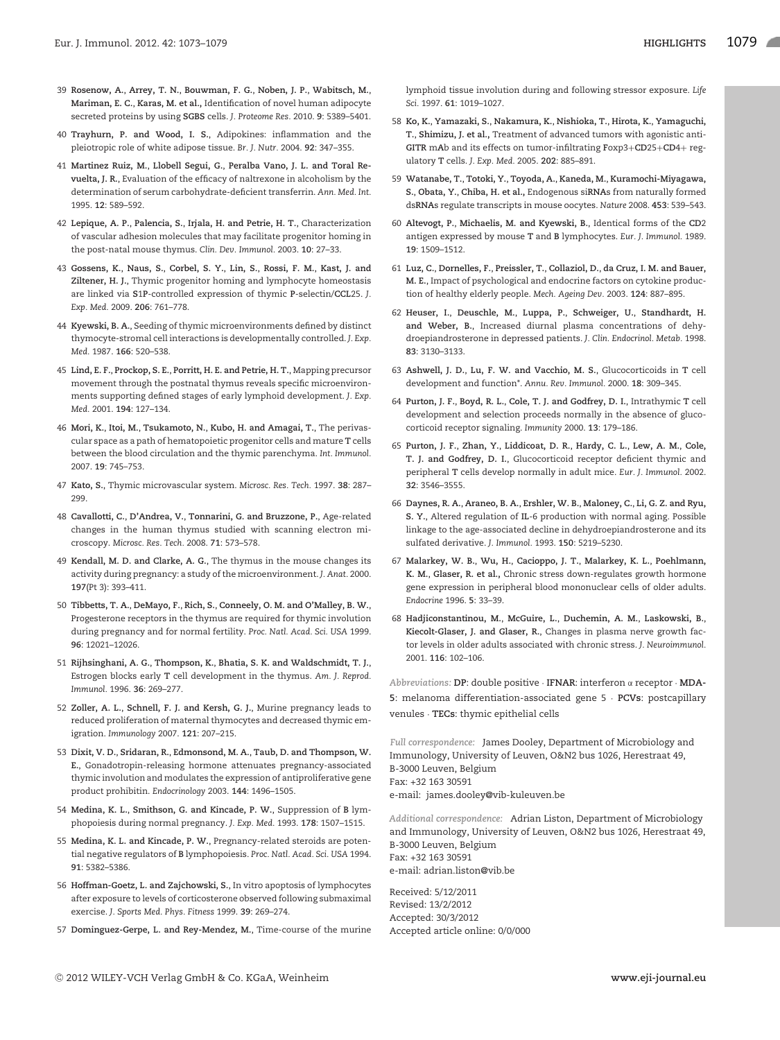39 **Rosenow, A., Arrey, T. N., Bouwman, F. G., Noben, J. P., Wabitsch, M., Mariman, E. C., Karas, M. et al.,** Identification of novel human adipocyte secreted proteins by using SGBS cells. *J. Proteome Res*. 2010. **9**: 5389–5401.

40 **Trayhurn, P. and Wood, I. S.,** Adipokines: inflammation and the pleiotropic role of white adipose tissue. *Br. J. Nutr*. 2004. **92**: 347–355.

41 **Martinez Ruiz, M., Llobell Segui, G., Peralba Vano, J. L. and Toral Revuelta, J. R.,** Evaluation of the efficacy of naltrexone in alcoholism by the determination of serum carbohydrate-deficient transferrin. *Ann. Med. Int*. 1995. **12**: 589–592.

42 **Lepique, A. P., Palencia, S., Irjala, H. and Petrie, H. T.,** Characterization of vascular adhesion molecules that may facilitate progenitor homing in the post-natal mouse thymus. *Clin. Dev. Immunol*. 2003. **10**: 27–33.

43 **Gossens, K., Naus, S., Corbel, S. Y., Lin, S., Rossi, F. M., Kast, J. and Ziltener, H. J.,** Thymic progenitor homing and lymphocyte homeostasis are linked via S1P-controlled expression of thymic P-selectin/CCL25. *J. Exp. Med*. 2009. **206**: 761–778.

44 **Kyewski, B. A.,** Seeding of thymic microenvironments defined by distinct thymocyte-stromal cell interactions is developmentally controlled. *J. Exp. Med*. 1987. **166**: 520–538.

45 **Lind, E. F., Prockop, S. E., Porritt, H. E. and Petrie, H. T.,** Mapping precursor movement through the postnatal thymus reveals specific microenvironments supporting defined stages of early lymphoid development. *J. Exp. Med*. 2001. **194**: 127–134.

46 **Mori, K., Itoi, M., Tsukamoto, N., Kubo, H. and Amagai, T.,** The perivascular space as a path of hematopoietic progenitor cells and mature T cells between the blood circulation and the thymic parenchyma. *Int. Immunol*. 2007. **19**: 745–753.

47 **Kato, S.,** Thymic microvascular system. *Microsc. Res. Tech*. 1997. **38**: 287–299.

48 **Cavallotti, C., D'Andrea, V., Tonnarini, G. and Bruzzone, P.,** Age-related changes in the human thymus studied with scanning electron microscopy. *Microsc. Res. Tech*. 2008. **71**: 573–578.

49 **Kendall, M. D. and Clarke, A. G.,** The thymus in the mouse changes its activity during pregnancy: a study of the microenvironment. *J. Anat*. 2000. **197**(Pt 3): 393–411.

50 **Tibbetts, T. A., DeMayo, F., Rich, S., Conneely, O. M. and O'Malley, B. W.,** Progesterone receptors in the thymus are required for thymic involution during pregnancy and for normal fertility. *Proc. Natl. Acad. Sci. USA* 1999. **96**: 12021–12026.

51 **Rijhsinghani, A. G., Thompson, K., Bhatia, S. K. and Waldschmidt, T. J.,** Estrogen blocks early T cell development in the thymus. *Am. J. Reprod. Immunol*. 1996. **36**: 269–277.

52 **Zoller, A. L., Schnell, F. J. and Kersh, G. J.,** Murine pregnancy leads to reduced proliferation of maternal thymocytes and decreased thymic emigration. *Immunology* 2007. **121**: 207–215.

53 **Dixit, V. D., Sridaran, R., Edmonsond, M. A., Taub, D. and Thompson, W. E.,** Gonadotropin-releasing hormone attenuates pregnancy-associated thymic involution and modulates the expression of antiproliferative gene product prohibitin. *Endocrinology* 2003. **144**: 1496–1505.

54 **Medina, K. L., Smithson, G. and Kincade, P. W.,** Suppression of B lymphopoiesis during normal pregnancy. *J. Exp. Med*. 1993. **178**: 1507–1515.

55 **Medina, K. L. and Kincade, P. W.,** Pregnancy-related steroids are potential negative regulators of B lymphopoiesis. *Proc. Natl. Acad. Sci. USA* 1994. **91**: 5382–5386.

56 **Hoffman-Goetz, L. and Zajchowski, S.,** In vitro apoptosis of lymphocytes after exposure to levels of corticosterone observed following submaximal exercise. *J. Sports Med. Phys. Fitness* 1999. **39**: 269–274.

57 **Dominguez-Gerpe, L. and Rey-Mendez, M.,** Time-course of the murine lymphoid tissue involution during and following stressor exposure. *Life Sci*. 1997. **61**: 1019–1027.

58 **Ko, K., Yamazaki, S., Nakamura, K., Nishioka, T., Hirota, K., Yamaguchi, T., Shimizu, J. et al.,** Treatment of advanced tumors with agonistic anti-GITR mAb and its effects on tumor-infiltrating Foxp3+CD25+CD4+ regulatory T cells. *J. Exp. Med*. 2005. **202**: 885–891.

59 **Watanabe, T., Totoki, Y., Toyoda, A., Kaneda, M., Kuramochi-Miyagawa, S., Obata, Y., Chiba, H. et al.,** Endogenous siRNAs from naturally formed dsRNAs regulate transcripts in mouse oocytes. *Nature* 2008. **453**: 539–543.

60 **Altevogt, P., Michaelis, M. and Kyewski, B.,** Identical forms of the CD2 antigen expressed by mouse T and B lymphocytes. *Eur. J. Immunol*. 1989. **19**: 1509–1512.

61 **Luz, C., Dornelles, F., Preissler, T., Collaziol, D., da Cruz, I. M. and Bauer, M. E.,** Impact of psychological and endocrine factors on cytokine production of healthy elderly people. *Mech. Ageing Dev*. 2003. **124**: 887–895.

62 **Heuser, I., Deuschle, M., Luppa, P., Schweiger, U., Standhardt, H. and Weber, B.,** Increased diurnal plasma concentrations of dehydroepiandrosterone in depressed patients. *J. Clin. Endocrinol. Metab*. 1998. **83**: 3130–3133.

63 **Ashwell, J. D., Lu, F. W. and Vacchio, M. S.,** Glucocorticoids in T cell development and function*. *Annu. Rev. Immunol*. 2000. **18**: 309–345.

64 **Purton, J. F., Boyd, R. L., Cole, T. J. and Godfrey, D. I.,** Intrathymic T cell development and selection proceeds normally in the absence of glucocorticoid receptor signaling. *Immunity* 2000. **13**: 179–186.

65 **Purton, J. F., Zhan, Y., Liddicoat, D. R., Hardy, C. L., Lew, A. M., Cole, T. J. and Godfrey, D. I.,** Glucocorticoid receptor deficient thymic and peripheral T cells develop normally in adult mice. *Eur. J. Immunol*. 2002. **32**: 3546–3555.

66 **Daynes, R. A., Araneo, B. A., Ershler, W. B., Maloney, C., Li, G. Z. and Ryu, S. Y.,** Altered regulation of IL-6 production with normal aging. Possible linkage to the age-associated decline in dehydroepiandrosterone and its sulfated derivative. *J. Immunol*. 1993. **150**: 5219–5230.

67 **Malarkey, W. B., Wu, H., Cacioppo, J. T., Malarkey, K. L., Poehlmann, K. M., Glaser, R. et al.,** Chronic stress down-regulates growth hormone gene expression in peripheral blood mononuclear cells of older adults. *Endocrine* 1996. **5**: 33–39.

68 **Hadjiconstantinou, M., McGuire, L., Duchemin, A. M., Laskowski, B., Kiecolt-Glaser, J. and Glaser, R.,** Changes in plasma nerve growth factor levels in older adults associated with chronic stress. *J. Neuroimmunol*. 2001. **116**: 102–106.

*Abbreviations:* **DP**: double positive · **IFNAR**: interferon α receptor · **MDA-5**: melanoma differentiation-associated gene 5 · **PCVs**: postcapillary venules · **TECs**: thymic epithelial cells

*Full correspondence:* James Dooley, Department of Microbiology and Immunology, University of Leuven, O&N2 bus 1026, Herestraat 49, B-3000 Leuven, Belgium
Fax: +32 163 30591
e-mail: james.dooley@vib-kuleuven.be

*Additional correspondence:* Adrian Liston, Department of Microbiology and Immunology, University of Leuven, O&N2 bus 1026, Herestraat 49, B-3000 Leuven, Belgium
Fax: +32 163 30591
e-mail: adrian.liston@vib.be

Received: 5/12/2011
Revised: 13/2/2012
Accepted: 30/3/2012
Accepted article online: 0/0/000